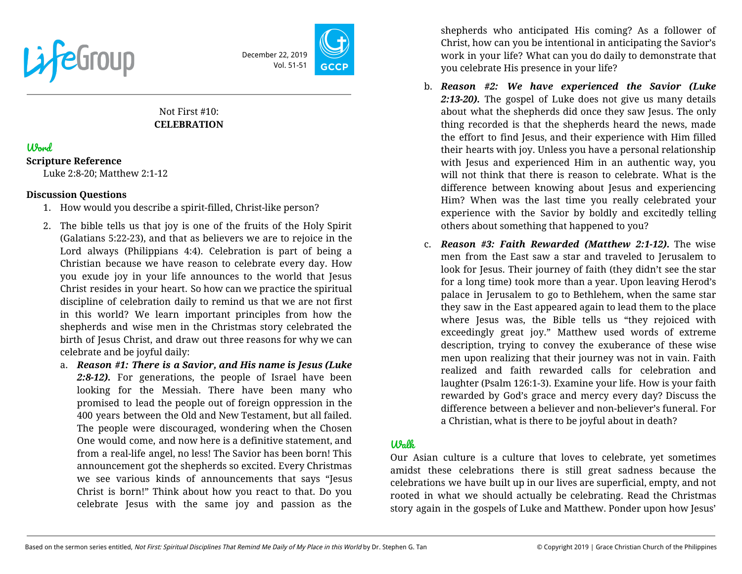LifeGroup

December 22, 2019
Vol. 51-51

GCCP

Not First #10:
**CELEBRATION**

## Word

**Scripture Reference**

Luke 2:8-20; Matthew 2:1-12

**Discussion Questions**

1. How would you describe a spirit-filled, Christ-like person?

2. The bible tells us that joy is one of the fruits of the Holy Spirit (Galatians 5:22-23), and that as believers we are to rejoice in the Lord always (Philippians 4:4). Celebration is part of being a Christian because we have reason to celebrate every day. How you exude joy in your life announces to the world that Jesus Christ resides in your heart. So how can we practice the spiritual discipline of celebration daily to remind us that we are not first in this world? We learn important principles from how the shepherds and wise men in the Christmas story celebrated the birth of Jesus Christ, and draw out three reasons for why we can celebrate and be joyful daily:

   a. ***Reason #1: There is a Savior, and His name is Jesus (Luke 2:8-12).*** For generations, the people of Israel have been looking for the Messiah. There have been many who promised to lead the people out of foreign oppression in the 400 years between the Old and New Testament, but all failed. The people were discouraged, wondering when the Chosen One would come, and now here is a definitive statement, and from a real-life angel, no less! The Savior has been born! This announcement got the shepherds so excited. Every Christmas we see various kinds of announcements that says "Jesus Christ is born!" Think about how you react to that. Do you celebrate Jesus with the same joy and passion as the shepherds who anticipated His coming? As a follower of Christ, how can you be intentional in anticipating the Savior's work in your life? What can you do daily to demonstrate that you celebrate His presence in your life?

   b. ***Reason #2: We have experienced the Savior (Luke 2:13-20).*** The gospel of Luke does not give us many details about what the shepherds did once they saw Jesus. The only thing recorded is that the shepherds heard the news, made the effort to find Jesus, and their experience with Him filled their hearts with joy. Unless you have a personal relationship with Jesus and experienced Him in an authentic way, you will not think that there is reason to celebrate. What is the difference between knowing about Jesus and experiencing Him? When was the last time you really celebrated your experience with the Savior by boldly and excitedly telling others about something that happened to you?

   c. ***Reason #3: Faith Rewarded (Matthew 2:1-12).*** The wise men from the East saw a star and traveled to Jerusalem to look for Jesus. Their journey of faith (they didn't see the star for a long time) took more than a year. Upon leaving Herod's palace in Jerusalem to go to Bethlehem, when the same star they saw in the East appeared again to lead them to the place where Jesus was, the Bible tells us "they rejoiced with exceedingly great joy." Matthew used words of extreme description, trying to convey the exuberance of these wise men upon realizing that their journey was not in vain. Faith realized and faith rewarded calls for celebration and laughter (Psalm 126:1-3). Examine your life. How is your faith rewarded by God's grace and mercy every day? Discuss the difference between a believer and non-believer's funeral. For a Christian, what is there to be joyful about in death?

## Walk

Our Asian culture is a culture that loves to celebrate, yet sometimes amidst these celebrations there is still great sadness because the celebrations we have built up in our lives are superficial, empty, and not rooted in what we should actually be celebrating. Read the Christmas story again in the gospels of Luke and Matthew. Ponder upon how Jesus'

Based on the sermon series entitled, *Not First: Spiritual Disciplines That Remind Me Daily of My Place in this World* by Dr. Stephen G. Tan

© Copyright 2019 | Grace Christian Church of the Philippines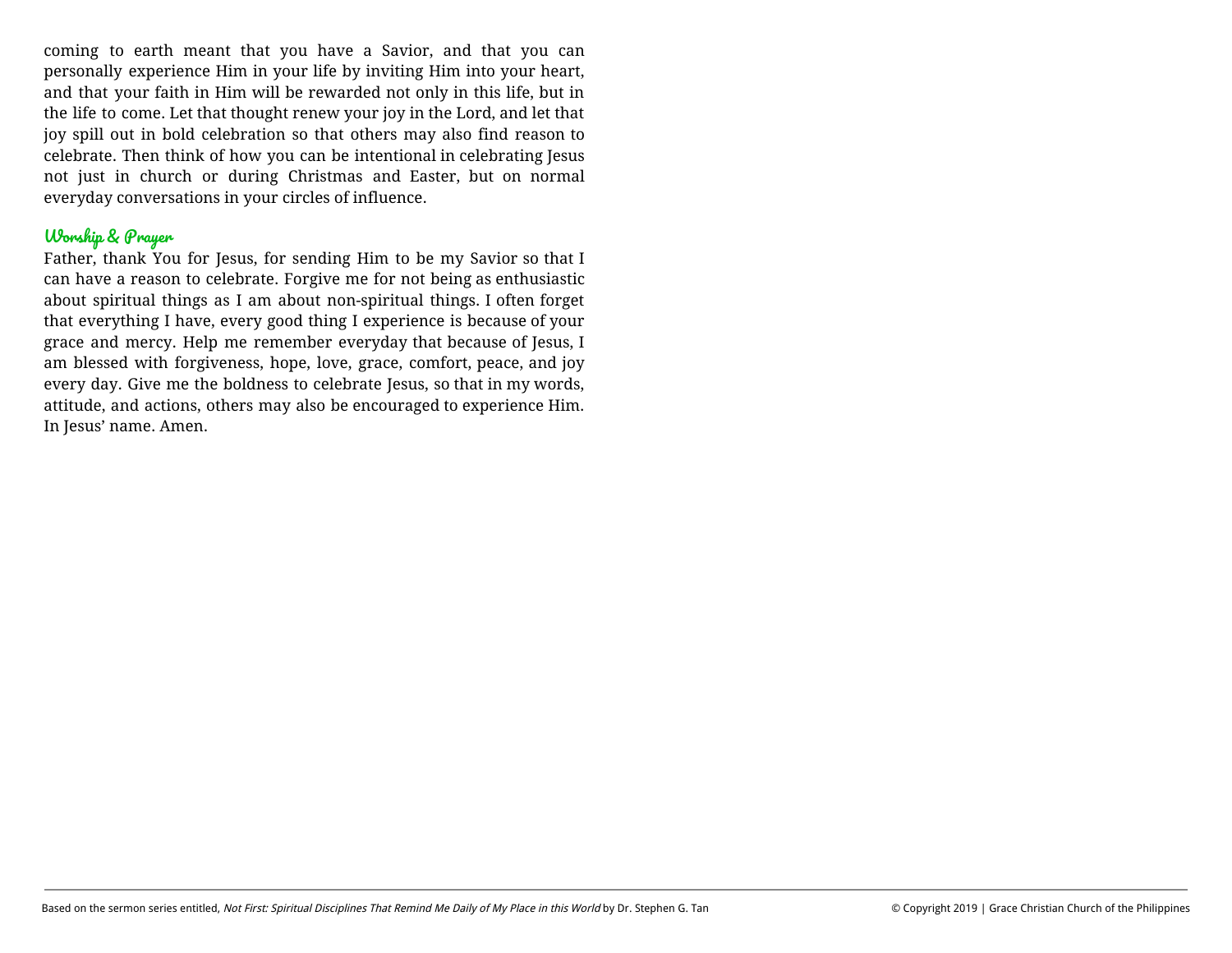coming to earth meant that you have a Savior, and that you can personally experience Him in your life by inviting Him into your heart, and that your faith in Him will be rewarded not only in this life, but in the life to come. Let that thought renew your joy in the Lord, and let that joy spill out in bold celebration so that others may also find reason to celebrate. Then think of how you can be intentional in celebrating Jesus not just in church or during Christmas and Easter, but on normal everyday conversations in your circles of influence.

### Worship & Prayer

Father, thank You for Jesus, for sending Him to be my Savior so that I can have a reason to celebrate. Forgive me for not being as enthusiastic about spiritual things as I am about non-spiritual things. I often forget that everything I have, every good thing I experience is because of your grace and mercy. Help me remember everyday that because of Jesus, I am blessed with forgiveness, hope, love, grace, comfort, peace, and joy every day. Give me the boldness to celebrate Jesus, so that in my words, attitude, and actions, others may also be encouraged to experience Him. In Jesus' name. Amen.